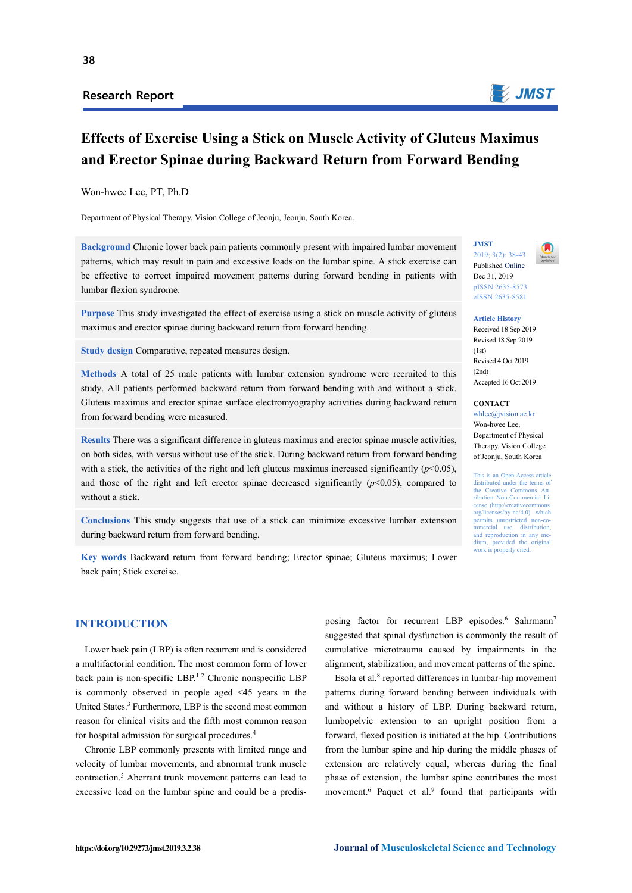Research Report

# Effects of Exercise Using a Stick on Muscle Activity of Gluteus Maximus and Erector Spinae during Backward Return from Forward Bending

Won-hwee Lee, PT, Ph.D

Department of Physical Therapy, Vision College of Jeonju, Jeonju, South Korea.

**Background** Chronic lower back pain patients commonly present with impaired lumbar movement patterns, which may result in pain and excessive loads on the lumbar spine. A stick exercise can be effective to correct impaired movement patterns during forward bending in patients with lumbar flexion syndrome.

**Purpose** This study investigated the effect of exercise using a stick on muscle activity of gluteus maximus and erector spinae during backward return from forward bending.

**Study design** Comparative, repeated measures design.

**Methods** A total of 25 male patients with lumbar extension syndrome were recruited to this study. All patients performed backward return from forward bending with and without a stick. Gluteus maximus and erector spinae surface electromyography activities during backward return from forward bending were measured.

**Results** There was a significant difference in gluteus maximus and erector spinae muscle activities, on both sides, with versus without use of the stick. During backward return from forward bending with a stick, the activities of the right and left gluteus maximus increased significantly ($p<0.05$), and those of the right and left erector spinae decreased significantly ($p<0.05$), compared to without a stick.

**Conclusions** This study suggests that use of a stick can minimize excessive lumbar extension during backward return from forward bending.

**Key words** Backward return from forward bending; Erector spinae; Gluteus maximus; Lower back pain; Stick exercise.

JMST
2019; 3(2): 38-43
Published Online
Dec 31, 2019
pISSN 2635-8573
eISSN 2635-8581

**Article History**
Received 18 Sep 2019
Revised 18 Sep 2019 (1st)
Revised 4 Oct 2019 (2nd)
Accepted 16 Oct 2019

**CONTACT**
whlee@jvision.ac.kr
Won-hwee Lee, Department of Physical Therapy, Vision College of Jeonju, South Korea

This is an Open-Access article distributed under the terms of the Creative Commons Attribution Non-Commercial License (http://creativecommons.org/licenses/by-nc/4.0) which permits unrestricted non-commercial use, distribution, and reproduction in any medium, provided the original work is properly cited.

## INTRODUCTION

Lower back pain (LBP) is often recurrent and is considered a multifactorial condition. The most common form of lower back pain is non-specific LBP.[1-2] Chronic nonspecific LBP is commonly observed in people aged <45 years in the United States.[3] Furthermore, LBP is the second most common reason for clinical visits and the fifth most common reason for hospital admission for surgical procedures.[4]

Chronic LBP commonly presents with limited range and velocity of lumbar movements, and abnormal trunk muscle contraction.[5] Aberrant trunk movement patterns can lead to excessive load on the lumbar spine and could be a predisposing factor for recurrent LBP episodes.[6] Sahrmann[7] suggested that spinal dysfunction is commonly the result of cumulative microtrauma caused by impairments in the alignment, stabilization, and movement patterns of the spine.

Esola et al.[8] reported differences in lumbar-hip movement patterns during forward bending between individuals with and without a history of LBP. During backward return, lumbopelvic extension to an upright position from a forward, flexed position is initiated at the hip. Contributions from the lumbar spine and hip during the middle phases of extension are relatively equal, whereas during the final phase of extension, the lumbar spine contributes the most movement.[6] Paquet et al.[9] found that participants with

https://doi.org/10.29273/jmst.2019.3.2.38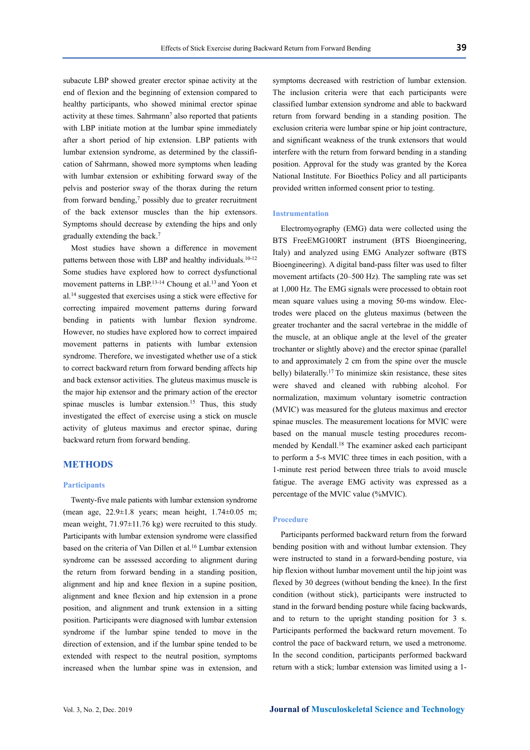subacute LBP showed greater erector spinae activity at the end of flexion and the beginning of extension compared to healthy participants, who showed minimal erector spinae activity at these times. Sahrmann[7] also reported that patients with LBP initiate motion at the lumbar spine immediately after a short period of hip extension. LBP patients with lumbar extension syndrome, as determined by the classification of Sahrmann, showed more symptoms when leading with lumbar extension or exhibiting forward sway of the pelvis and posterior sway of the thorax during the return from forward bending,[7] possibly due to greater recruitment of the back extensor muscles than the hip extensors. Symptoms should decrease by extending the hips and only gradually extending the back.[7]

Most studies have shown a difference in movement patterns between those with LBP and healthy individuals.[10-12] Some studies have explored how to correct dysfunctional movement patterns in LBP.[13-14] Choung et al.[13] and Yoon et al.[14] suggested that exercises using a stick were effective for correcting impaired movement patterns during forward bending in patients with lumbar flexion syndrome. However, no studies have explored how to correct impaired movement patterns in patients with lumbar extension syndrome. Therefore, we investigated whether use of a stick to correct backward return from forward bending affects hip and back extensor activities. The gluteus maximus muscle is the major hip extensor and the primary action of the erector spinae muscles is lumbar extension.[15] Thus, this study investigated the effect of exercise using a stick on muscle activity of gluteus maximus and erector spinae, during backward return from forward bending.

## METHODS

### Participants

Twenty-five male patients with lumbar extension syndrome (mean age, 22.9±1.8 years; mean height, 1.74±0.05 m; mean weight, 71.97±11.76 kg) were recruited to this study. Participants with lumbar extension syndrome were classified based on the criteria of Van Dillen et al.[16] Lumbar extension syndrome can be assessed according to alignment during the return from forward bending in a standing position, alignment and hip and knee flexion in a supine position, alignment and knee flexion and hip extension in a prone position, and alignment and trunk extension in a sitting position. Participants were diagnosed with lumbar extension syndrome if the lumbar spine tended to move in the direction of extension, and if the lumbar spine tended to be extended with respect to the neutral position, symptoms increased when the lumbar spine was in extension, and symptoms decreased with restriction of lumbar extension. The inclusion criteria were that each participants were classified lumbar extension syndrome and able to backward return from forward bending in a standing position. The exclusion criteria were lumbar spine or hip joint contracture, and significant weakness of the trunk extensors that would interfere with the return from forward bending in a standing position. Approval for the study was granted by the Korea National Institute. For Bioethics Policy and all participants provided written informed consent prior to testing.

### Instrumentation

Electromyography (EMG) data were collected using the BTS FreeEMG100RT instrument (BTS Bioengineering, Italy) and analyzed using EMG Analyzer software (BTS Bioengineering). A digital band-pass filter was used to filter movement artifacts (20–500 Hz). The sampling rate was set at 1,000 Hz. The EMG signals were processed to obtain root mean square values using a moving 50-ms window. Electrodes were placed on the gluteus maximus (between the greater trochanter and the sacral vertebrae in the middle of the muscle, at an oblique angle at the level of the greater trochanter or slightly above) and the erector spinae (parallel to and approximately 2 cm from the spine over the muscle belly) bilaterally.[17] To minimize skin resistance, these sites were shaved and cleaned with rubbing alcohol. For normalization, maximum voluntary isometric contraction (MVIC) was measured for the gluteus maximus and erector spinae muscles. The measurement locations for MVIC were based on the manual muscle testing procedures recommended by Kendall.[18] The examiner asked each participant to perform a 5-s MVIC three times in each position, with a 1-minute rest period between three trials to avoid muscle fatigue. The average EMG activity was expressed as a percentage of the MVIC value (%MVIC).

### Procedure

Participants performed backward return from the forward bending position with and without lumbar extension. They were instructed to stand in a forward-bending posture, via hip flexion without lumbar movement until the hip joint was flexed by 30 degrees (without bending the knee). In the first condition (without stick), participants were instructed to stand in the forward bending posture while facing backwards, and to return to the upright standing position for 3 s. Participants performed the backward return movement. To control the pace of backward return, we used a metronome. In the second condition, participants performed backward return with a stick; lumbar extension was limited using a 1-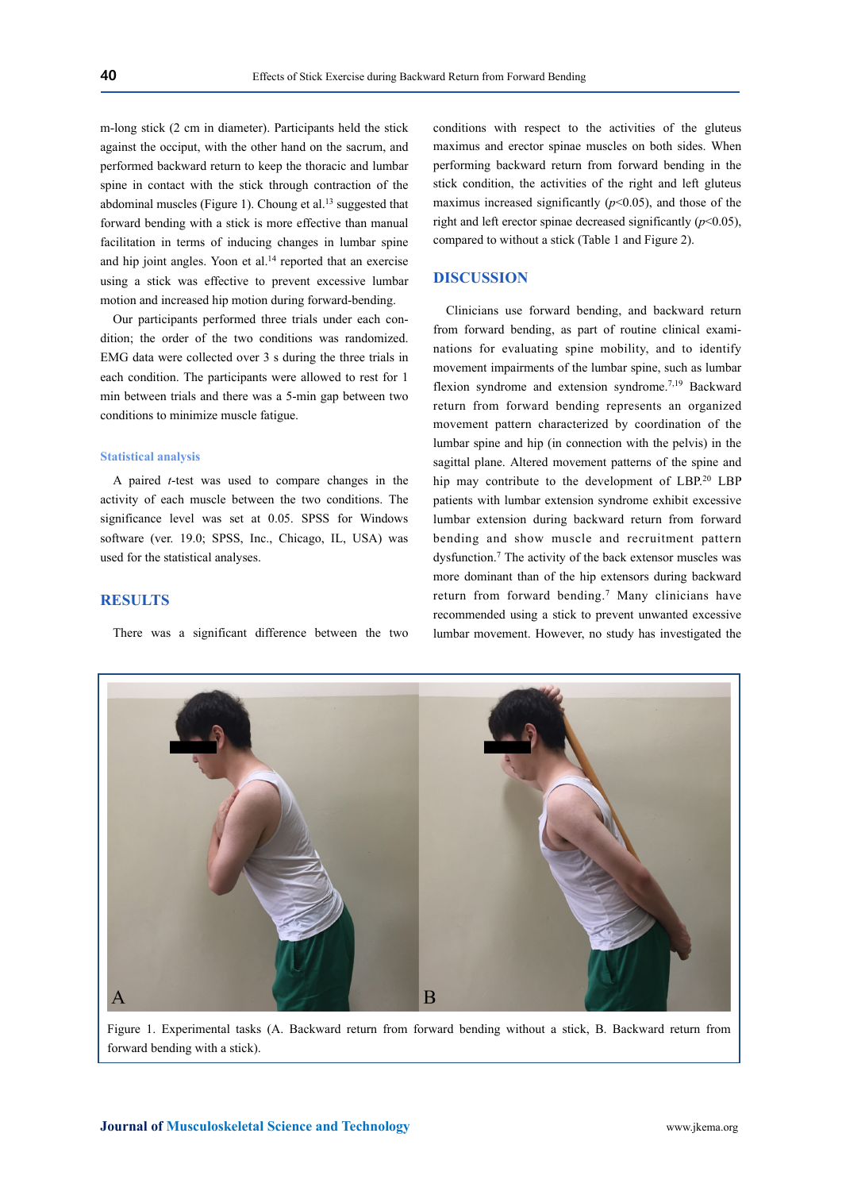m-long stick (2 cm in diameter). Participants held the stick against the occiput, with the other hand on the sacrum, and performed backward return to keep the thoracic and lumbar spine in contact with the stick through contraction of the abdominal muscles (Figure 1). Choung et al.[13] suggested that forward bending with a stick is more effective than manual facilitation in terms of inducing changes in lumbar spine and hip joint angles. Yoon et al.[14] reported that an exercise using a stick was effective to prevent excessive lumbar motion and increased hip motion during forward-bending.

Our participants performed three trials under each condition; the order of the two conditions was randomized. EMG data were collected over 3 s during the three trials in each condition. The participants were allowed to rest for 1 min between trials and there was a 5-min gap between two conditions to minimize muscle fatigue.

### Statistical analysis

A paired *t*-test was used to compare changes in the activity of each muscle between the two conditions. The significance level was set at 0.05. SPSS for Windows software (ver. 19.0; SPSS, Inc., Chicago, IL, USA) was used for the statistical analyses.

## RESULTS

There was a significant difference between the two conditions with respect to the activities of the gluteus maximus and erector spinae muscles on both sides. When performing backward return from forward bending in the stick condition, the activities of the right and left gluteus maximus increased significantly ($p<0.05$), and those of the right and left erector spinae decreased significantly ($p<0.05$), compared to without a stick (Table 1 and Figure 2).

## DISCUSSION

Clinicians use forward bending, and backward return from forward bending, as part of routine clinical examinations for evaluating spine mobility, and to identify movement impairments of the lumbar spine, such as lumbar flexion syndrome and extension syndrome.[7,19] Backward return from forward bending represents an organized movement pattern characterized by coordination of the lumbar spine and hip (in connection with the pelvis) in the sagittal plane. Altered movement patterns of the spine and hip may contribute to the development of LBP.[20] LBP patients with lumbar extension syndrome exhibit excessive lumbar extension during backward return from forward bending and show muscle and recruitment pattern dysfunction.[7] The activity of the back extensor muscles was more dominant than of the hip extensors during backward return from forward bending.[7] Many clinicians have recommended using a stick to prevent unwanted excessive lumbar movement. However, no study has investigated the

Figure 1. Experimental tasks (A. Backward return from forward bending without a stick, B. Backward return from forward bending with a stick).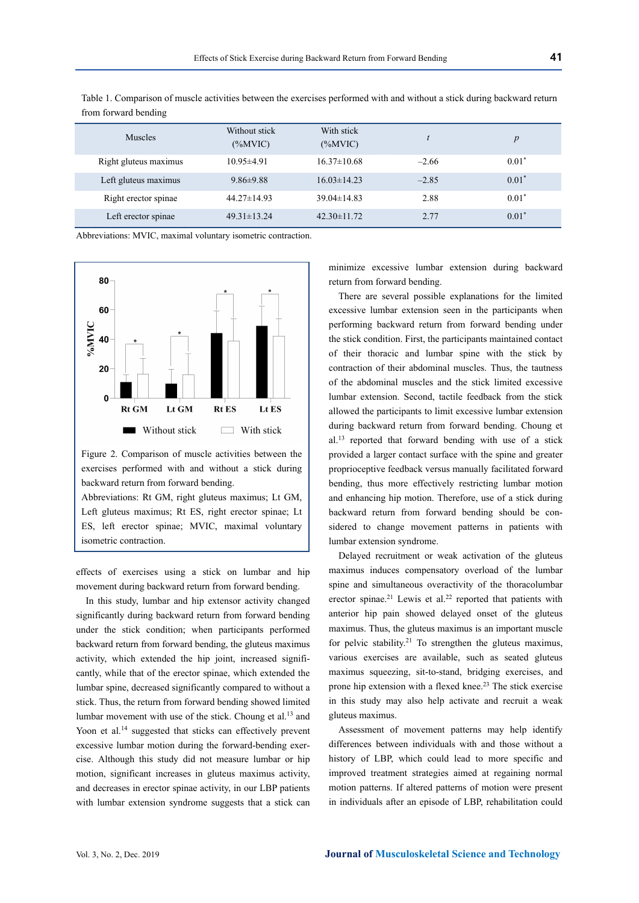Table 1. Comparison of muscle activities between the exercises performed with and without a stick during backward return from forward bending

| Muscles | Without stick (%MVIC) | With stick (%MVIC) | *t* | *p* |
|---|---|---|---|---|
| Right gluteus maximus | 10.95±4.91 | 16.37±10.68 | –2.66 | 0.01* |
| Left gluteus maximus | 9.86±9.88 | 16.03±14.23 | –2.85 | 0.01* |
| Right erector spinae | 44.27±14.93 | 39.04±14.83 | 2.88 | 0.01* |
| Left erector spinae | 49.31±13.24 | 42.30±11.72 | 2.77 | 0.01* |

Abbreviations: MVIC, maximal voluntary isometric contraction.

Figure 2. Comparison of muscle activities between the exercises performed with and without a stick during backward return from forward bending.
Abbreviations: Rt GM, right gluteus maximus; Lt GM, Left gluteus maximus; Rt ES, right erector spinae; Lt ES, left erector spinae; MVIC, maximal voluntary isometric contraction.

effects of exercises using a stick on lumbar and hip movement during backward return from forward bending.

In this study, lumbar and hip extensor activity changed significantly during backward return from forward bending under the stick condition; when participants performed backward return from forward bending, the gluteus maximus activity, which extended the hip joint, increased significantly, while that of the erector spinae, which extended the lumbar spine, decreased significantly compared to without a stick. Thus, the return from forward bending showed limited lumbar movement with use of the stick. Choung et al.[13] and Yoon et al.[14] suggested that sticks can effectively prevent excessive lumbar motion during the forward-bending exercise. Although this study did not measure lumbar or hip motion, significant increases in gluteus maximus activity, and decreases in erector spinae activity, in our LBP patients with lumbar extension syndrome suggests that a stick can minimize excessive lumbar extension during backward return from forward bending.

There are several possible explanations for the limited excessive lumbar extension seen in the participants when performing backward return from forward bending under the stick condition. First, the participants maintained contact of their thoracic and lumbar spine with the stick by contraction of their abdominal muscles. Thus, the tautness of the abdominal muscles and the stick limited excessive lumbar extension. Second, tactile feedback from the stick allowed the participants to limit excessive lumbar extension during backward return from forward bending. Choung et al.[13] reported that forward bending with use of a stick provided a larger contact surface with the spine and greater proprioceptive feedback versus manually facilitated forward bending, thus more effectively restricting lumbar motion and enhancing hip motion. Therefore, use of a stick during backward return from forward bending should be considered to change movement patterns in patients with lumbar extension syndrome.

Delayed recruitment or weak activation of the gluteus maximus induces compensatory overload of the lumbar spine and simultaneous overactivity of the thoracolumbar erector spinae.[21] Lewis et al.[22] reported that patients with anterior hip pain showed delayed onset of the gluteus maximus. Thus, the gluteus maximus is an important muscle for pelvic stability.[21] To strengthen the gluteus maximus, various exercises are available, such as seated gluteus maximus squeezing, sit-to-stand, bridging exercises, and prone hip extension with a flexed knee.[23] The stick exercise in this study may also help activate and recruit a weak gluteus maximus.

Assessment of movement patterns may help identify differences between individuals with and those without a history of LBP, which could lead to more specific and improved treatment strategies aimed at regaining normal motion patterns. If altered patterns of motion were present in individuals after an episode of LBP, rehabilitation could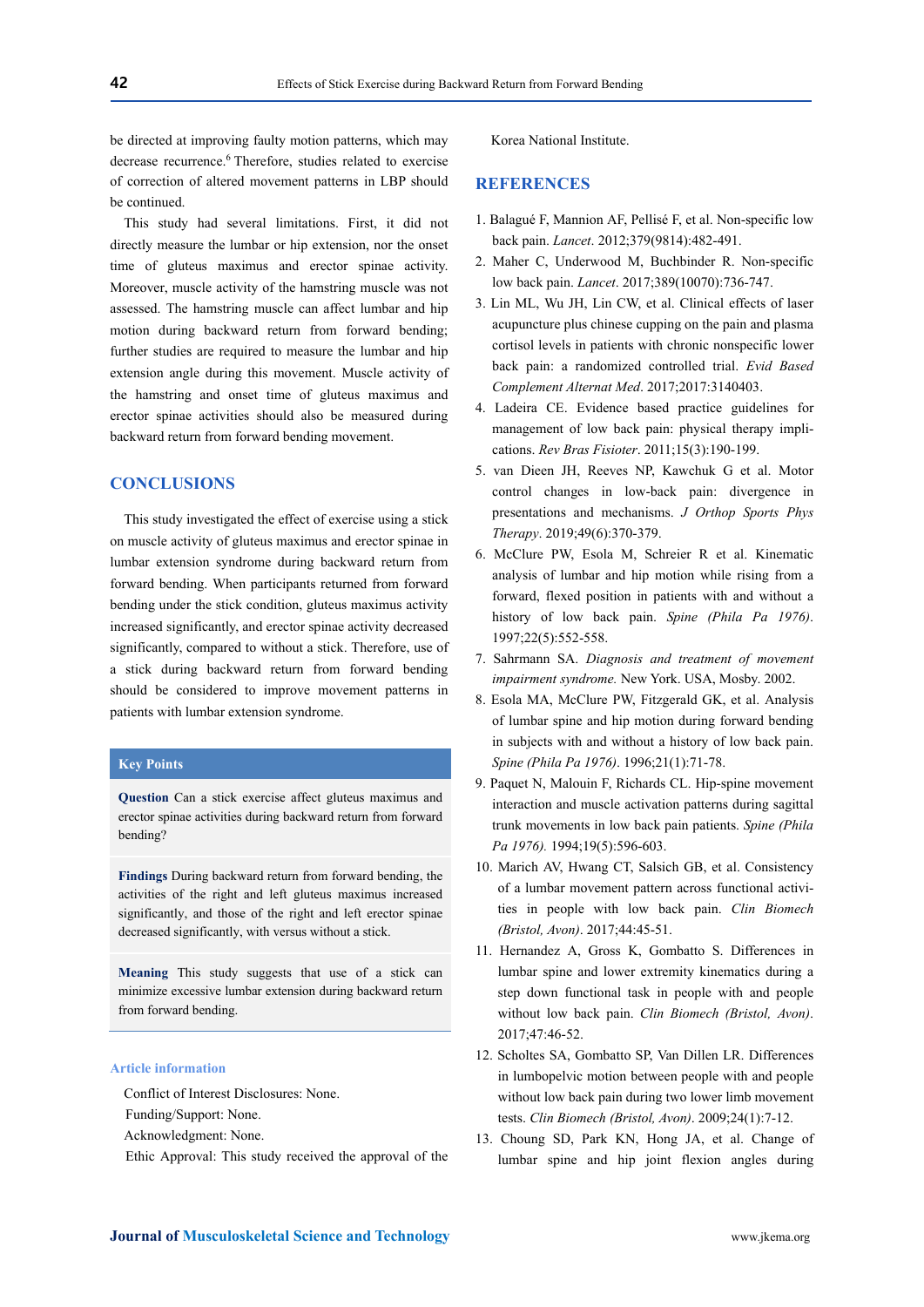be directed at improving faulty motion patterns, which may decrease recurrence.[6] Therefore, studies related to exercise of correction of altered movement patterns in LBP should be continued.

This study had several limitations. First, it did not directly measure the lumbar or hip extension, nor the onset time of gluteus maximus and erector spinae activity. Moreover, muscle activity of the hamstring muscle was not assessed. The hamstring muscle can affect lumbar and hip motion during backward return from forward bending; further studies are required to measure the lumbar and hip extension angle during this movement. Muscle activity of the hamstring and onset time of gluteus maximus and erector spinae activities should also be measured during backward return from forward bending movement.

## CONCLUSIONS

This study investigated the effect of exercise using a stick on muscle activity of gluteus maximus and erector spinae in lumbar extension syndrome during backward return from forward bending. When participants returned from forward bending under the stick condition, gluteus maximus activity increased significantly, and erector spinae activity decreased significantly, compared to without a stick. Therefore, use of a stick during backward return from forward bending should be considered to improve movement patterns in patients with lumbar extension syndrome.

### Key Points

**Question** Can a stick exercise affect gluteus maximus and erector spinae activities during backward return from forward bending?

**Findings** During backward return from forward bending, the activities of the right and left gluteus maximus increased significantly, and those of the right and left erector spinae decreased significantly, with versus without a stick.

**Meaning** This study suggests that use of a stick can minimize excessive lumbar extension during backward return from forward bending.

### Article information

Conflict of Interest Disclosures: None.
Funding/Support: None.
Acknowledgment: None.
Ethic Approval: This study received the approval of the Korea National Institute.

## REFERENCES

1. Balagué F, Mannion AF, Pellisé F, et al. Non-specific low back pain. *Lancet*. 2012;379(9814):482-491.
2. Maher C, Underwood M, Buchbinder R. Non-specific low back pain. *Lancet*. 2017;389(10070):736-747.
3. Lin ML, Wu JH, Lin CW, et al. Clinical effects of laser acupuncture plus chinese cupping on the pain and plasma cortisol levels in patients with chronic nonspecific lower back pain: a randomized controlled trial. *Evid Based Complement Alternat Med*. 2017;2017:3140403.
4. Ladeira CE. Evidence based practice guidelines for management of low back pain: physical therapy implications. *Rev Bras Fisioter*. 2011;15(3):190-199.
5. van Dieen JH, Reeves NP, Kawchuk G et al. Motor control changes in low-back pain: divergence in presentations and mechanisms. *J Orthop Sports Phys Therapy*. 2019;49(6):370-379.
6. McClure PW, Esola M, Schreier R et al. Kinematic analysis of lumbar and hip motion while rising from a forward, flexed position in patients with and without a history of low back pain. *Spine (Phila Pa 1976)*. 1997;22(5):552-558.
7. Sahrmann SA. *Diagnosis and treatment of movement impairment syndrome.* New York. USA, Mosby. 2002.
8. Esola MA, McClure PW, Fitzgerald GK, et al. Analysis of lumbar spine and hip motion during forward bending in subjects with and without a history of low back pain. *Spine (Phila Pa 1976)*. 1996;21(1):71-78.
9. Paquet N, Malouin F, Richards CL. Hip-spine movement interaction and muscle activation patterns during sagittal trunk movements in low back pain patients. *Spine (Phila Pa 1976).* 1994;19(5):596-603.
10. Marich AV, Hwang CT, Salsich GB, et al. Consistency of a lumbar movement pattern across functional activities in people with low back pain. *Clin Biomech (Bristol, Avon)*. 2017;44:45-51.
11. Hernandez A, Gross K, Gombatto S. Differences in lumbar spine and lower extremity kinematics during a step down functional task in people with and people without low back pain. *Clin Biomech (Bristol, Avon)*. 2017;47:46-52.
12. Scholtes SA, Gombatto SP, Van Dillen LR. Differences in lumbopelvic motion between people with and people without low back pain during two lower limb movement tests. *Clin Biomech (Bristol, Avon)*. 2009;24(1):7-12.
13. Choung SD, Park KN, Hong JA, et al. Change of lumbar spine and hip joint flexion angles during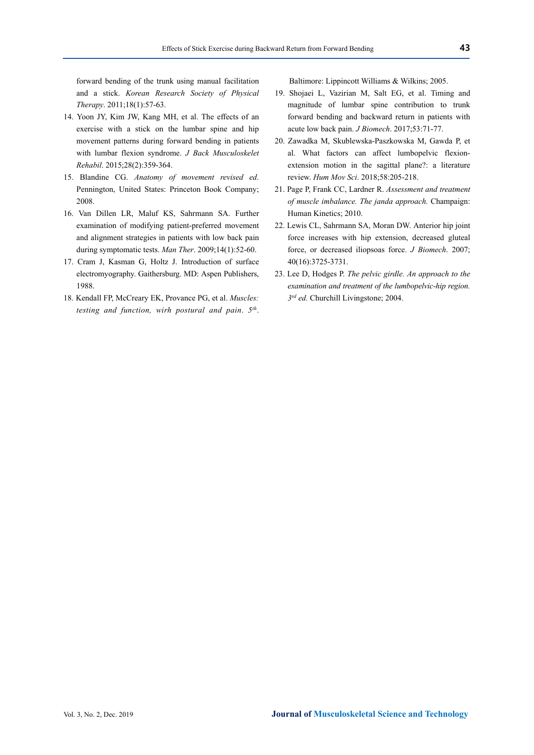forward bending of the trunk using manual facilitation and a stick. *Korean Research Society of Physical Therapy*. 2011;18(1):57-63.

14. Yoon JY, Kim JW, Kang MH, et al. The effects of an exercise with a stick on the lumbar spine and hip movement patterns during forward bending in patients with lumbar flexion syndrome. *J Back Musculoskelet Rehabil*. 2015;28(2):359-364.
15. Blandine CG. *Anatomy of movement revised ed*. Pennington, United States: Princeton Book Company; 2008.
16. Van Dillen LR, Maluf KS, Sahrmann SA. Further examination of modifying patient-preferred movement and alignment strategies in patients with low back pain during symptomatic tests. *Man Ther*. 2009;14(1):52-60.
17. Cram J, Kasman G, Holtz J. Introduction of surface electromyography. Gaithersburg. MD: Aspen Publishers, 1988.
18. Kendall FP, McCreary EK, Provance PG, et al. *Muscles: testing and function, wirh postural and pain*. *5th*. Baltimore: Lippincott Williams & Wilkins; 2005.
19. Shojaei L, Vazirian M, Salt EG, et al. Timing and magnitude of lumbar spine contribution to trunk forward bending and backward return in patients with acute low back pain. *J Biomech*. 2017;53:71-77.
20. Zawadka M, Skublewska-Paszkowska M, Gawda P, et al. What factors can affect lumbopelvic flexion-extension motion in the sagittal plane?: a literature review. *Hum Mov Sci*. 2018;58:205-218.
21. Page P, Frank CC, Lardner R. *Assessment and treatment of muscle imbalance. The janda approach.* Champaign: Human Kinetics; 2010.
22. Lewis CL, Sahrmann SA, Moran DW. Anterior hip joint force increases with hip extension, decreased gluteal force, or decreased iliopsoas force. *J Biomech*. 2007; 40(16):3725-3731.
23. Lee D, Hodges P. *The pelvic girdle. An approach to the examination and treatment of the lumbopelvic-hip region. 3rd ed.* Churchill Livingstone; 2004.